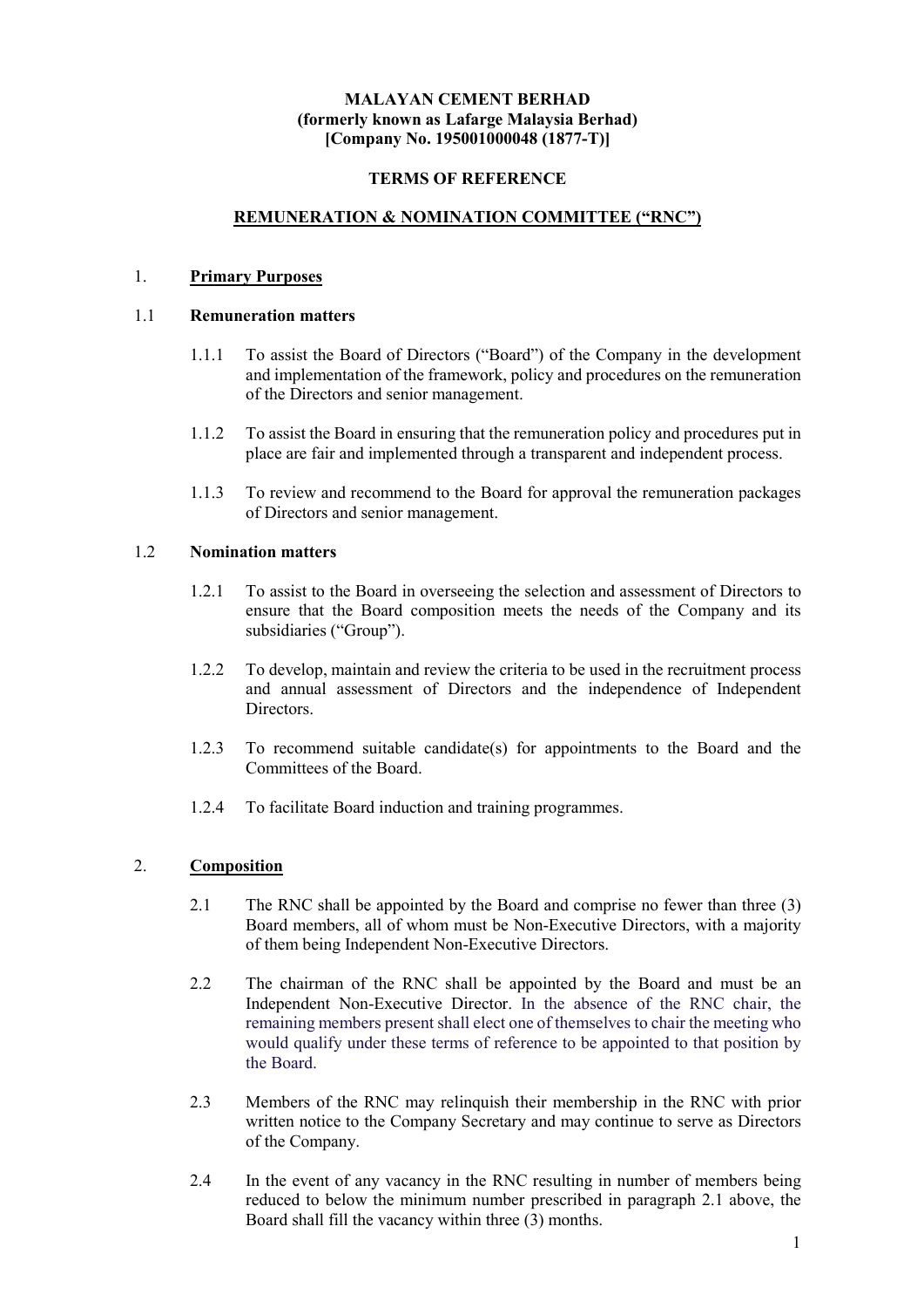**MALAYAN CEMENT BERHAD**
**(formerly known as Lafarge Malaysia Berhad)**
**[Company No. 195001000048 (1877-T)]**

**TERMS OF REFERENCE**

**REMUNERATION & NOMINATION COMMITTEE ("RNC")**

## 1. Primary Purposes

### 1.1 Remuneration matters

1.1.1 To assist the Board of Directors ("Board") of the Company in the development and implementation of the framework, policy and procedures on the remuneration of the Directors and senior management.

1.1.2 To assist the Board in ensuring that the remuneration policy and procedures put in place are fair and implemented through a transparent and independent process.

1.1.3 To review and recommend to the Board for approval the remuneration packages of Directors and senior management.

### 1.2 Nomination matters

1.2.1 To assist to the Board in overseeing the selection and assessment of Directors to ensure that the Board composition meets the needs of the Company and its subsidiaries ("Group").

1.2.2 To develop, maintain and review the criteria to be used in the recruitment process and annual assessment of Directors and the independence of Independent Directors.

1.2.3 To recommend suitable candidate(s) for appointments to the Board and the Committees of the Board.

1.2.4 To facilitate Board induction and training programmes.

## 2. Composition

2.1 The RNC shall be appointed by the Board and comprise no fewer than three (3) Board members, all of whom must be Non-Executive Directors, with a majority of them being Independent Non-Executive Directors.

2.2 The chairman of the RNC shall be appointed by the Board and must be an Independent Non-Executive Director. In the absence of the RNC chair, the remaining members present shall elect one of themselves to chair the meeting who would qualify under these terms of reference to be appointed to that position by the Board.

2.3 Members of the RNC may relinquish their membership in the RNC with prior written notice to the Company Secretary and may continue to serve as Directors of the Company.

2.4 In the event of any vacancy in the RNC resulting in number of members being reduced to below the minimum number prescribed in paragraph 2.1 above, the Board shall fill the vacancy within three (3) months.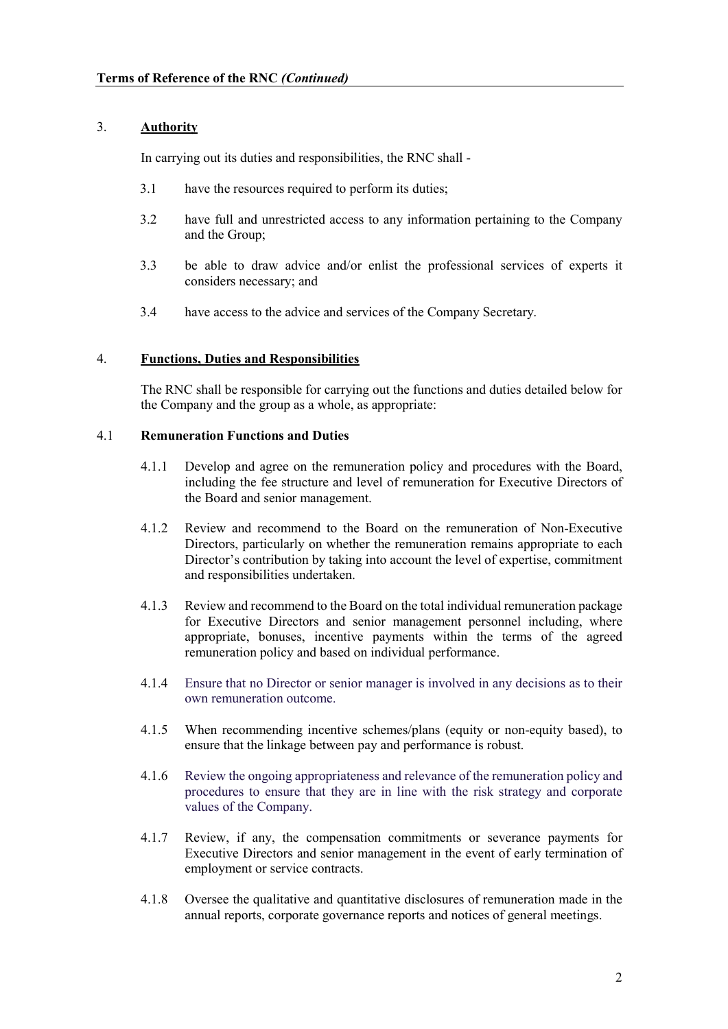**Terms of Reference of the RNC *(Continued)***

## 3. **Authority**

In carrying out its duties and responsibilities, the RNC shall -

3.1 have the resources required to perform its duties;

3.2 have full and unrestricted access to any information pertaining to the Company and the Group;

3.3 be able to draw advice and/or enlist the professional services of experts it considers necessary; and

3.4 have access to the advice and services of the Company Secretary.

## 4. **Functions, Duties and Responsibilities**

The RNC shall be responsible for carrying out the functions and duties detailed below for the Company and the group as a whole, as appropriate:

### 4.1 **Remuneration Functions and Duties**

4.1.1 Develop and agree on the remuneration policy and procedures with the Board, including the fee structure and level of remuneration for Executive Directors of the Board and senior management.

4.1.2 Review and recommend to the Board on the remuneration of Non-Executive Directors, particularly on whether the remuneration remains appropriate to each Director's contribution by taking into account the level of expertise, commitment and responsibilities undertaken.

4.1.3 Review and recommend to the Board on the total individual remuneration package for Executive Directors and senior management personnel including, where appropriate, bonuses, incentive payments within the terms of the agreed remuneration policy and based on individual performance.

4.1.4 Ensure that no Director or senior manager is involved in any decisions as to their own remuneration outcome.

4.1.5 When recommending incentive schemes/plans (equity or non-equity based), to ensure that the linkage between pay and performance is robust.

4.1.6 Review the ongoing appropriateness and relevance of the remuneration policy and procedures to ensure that they are in line with the risk strategy and corporate values of the Company.

4.1.7 Review, if any, the compensation commitments or severance payments for Executive Directors and senior management in the event of early termination of employment or service contracts.

4.1.8 Oversee the qualitative and quantitative disclosures of remuneration made in the annual reports, corporate governance reports and notices of general meetings.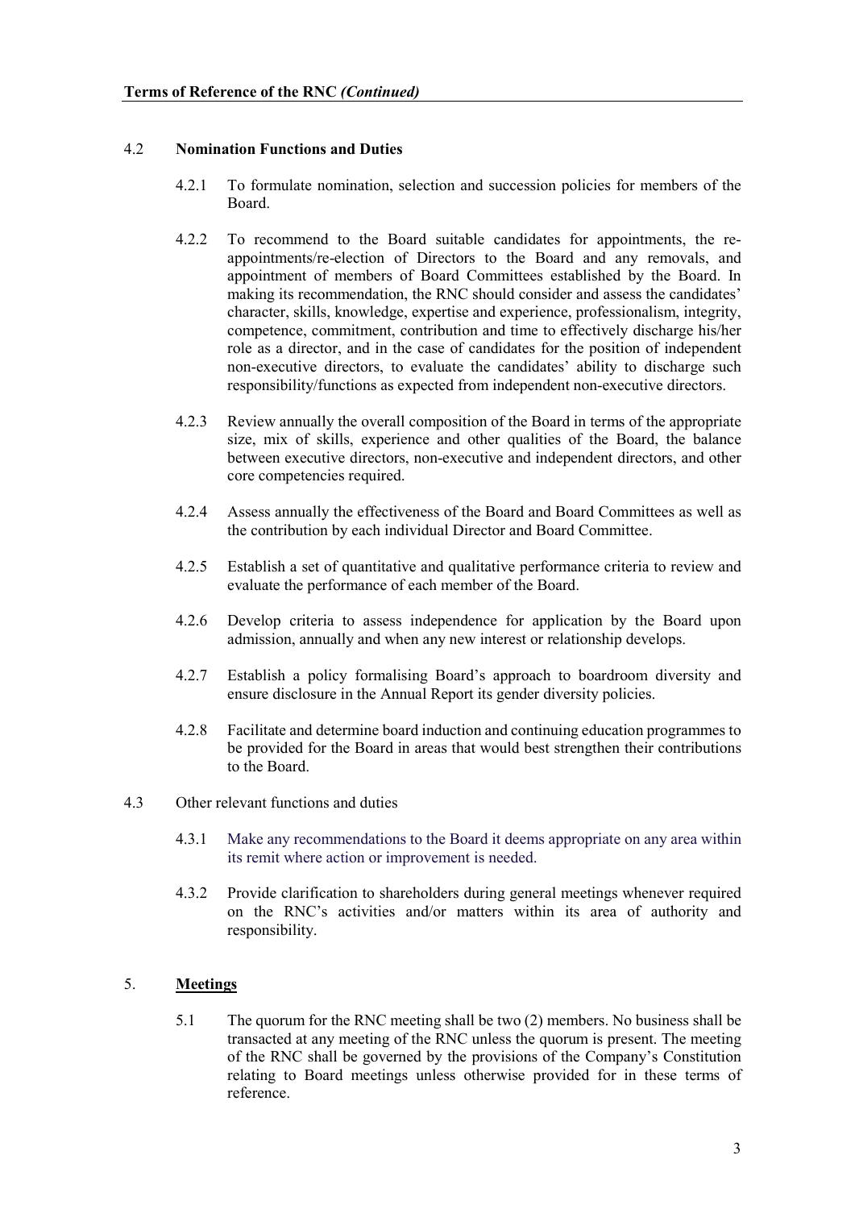**Terms of Reference of the RNC *(Continued)***

4.2 **Nomination Functions and Duties**

4.2.1 To formulate nomination, selection and succession policies for members of the Board.

4.2.2 To recommend to the Board suitable candidates for appointments, the re-appointments/re-election of Directors to the Board and any removals, and appointment of members of Board Committees established by the Board. In making its recommendation, the RNC should consider and assess the candidates' character, skills, knowledge, expertise and experience, professionalism, integrity, competence, commitment, contribution and time to effectively discharge his/her role as a director, and in the case of candidates for the position of independent non-executive directors, to evaluate the candidates' ability to discharge such responsibility/functions as expected from independent non-executive directors.

4.2.3 Review annually the overall composition of the Board in terms of the appropriate size, mix of skills, experience and other qualities of the Board, the balance between executive directors, non-executive and independent directors, and other core competencies required.

4.2.4 Assess annually the effectiveness of the Board and Board Committees as well as the contribution by each individual Director and Board Committee.

4.2.5 Establish a set of quantitative and qualitative performance criteria to review and evaluate the performance of each member of the Board.

4.2.6 Develop criteria to assess independence for application by the Board upon admission, annually and when any new interest or relationship develops.

4.2.7 Establish a policy formalising Board's approach to boardroom diversity and ensure disclosure in the Annual Report its gender diversity policies.

4.2.8 Facilitate and determine board induction and continuing education programmes to be provided for the Board in areas that would best strengthen their contributions to the Board.

4.3 Other relevant functions and duties

4.3.1 Make any recommendations to the Board it deems appropriate on any area within its remit where action or improvement is needed.

4.3.2 Provide clarification to shareholders during general meetings whenever required on the RNC's activities and/or matters within its area of authority and responsibility.

## 5. **Meetings**

5.1 The quorum for the RNC meeting shall be two (2) members. No business shall be transacted at any meeting of the RNC unless the quorum is present. The meeting of the RNC shall be governed by the provisions of the Company's Constitution relating to Board meetings unless otherwise provided for in these terms of reference.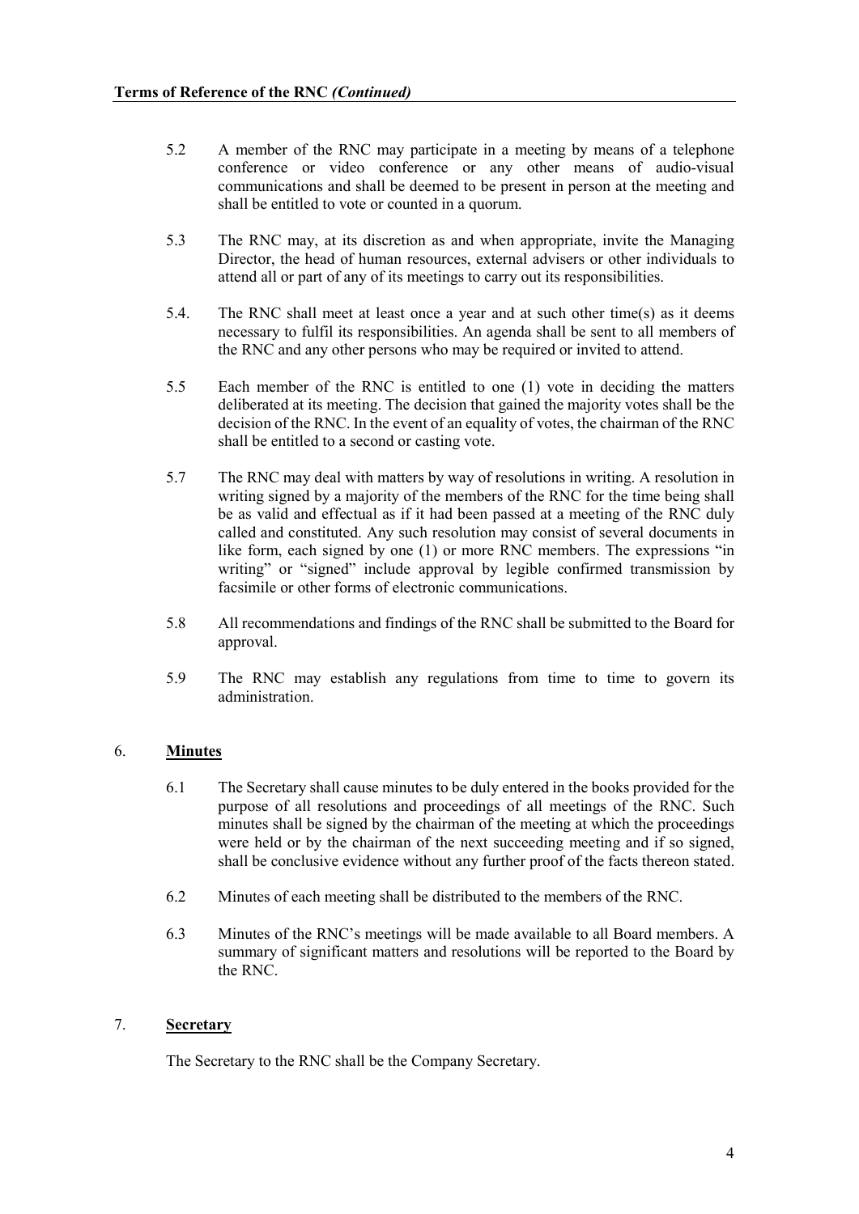**Terms of Reference of the RNC *(Continued)***

5.2 A member of the RNC may participate in a meeting by means of a telephone conference or video conference or any other means of audio-visual communications and shall be deemed to be present in person at the meeting and shall be entitled to vote or counted in a quorum.

5.3 The RNC may, at its discretion as and when appropriate, invite the Managing Director, the head of human resources, external advisers or other individuals to attend all or part of any of its meetings to carry out its responsibilities.

5.4. The RNC shall meet at least once a year and at such other time(s) as it deems necessary to fulfil its responsibilities. An agenda shall be sent to all members of the RNC and any other persons who may be required or invited to attend.

5.5 Each member of the RNC is entitled to one (1) vote in deciding the matters deliberated at its meeting. The decision that gained the majority votes shall be the decision of the RNC. In the event of an equality of votes, the chairman of the RNC shall be entitled to a second or casting vote.

5.7 The RNC may deal with matters by way of resolutions in writing. A resolution in writing signed by a majority of the members of the RNC for the time being shall be as valid and effectual as if it had been passed at a meeting of the RNC duly called and constituted. Any such resolution may consist of several documents in like form, each signed by one (1) or more RNC members. The expressions "in writing" or "signed" include approval by legible confirmed transmission by facsimile or other forms of electronic communications.

5.8 All recommendations and findings of the RNC shall be submitted to the Board for approval.

5.9 The RNC may establish any regulations from time to time to govern its administration.

## 6. **Minutes**

6.1 The Secretary shall cause minutes to be duly entered in the books provided for the purpose of all resolutions and proceedings of all meetings of the RNC. Such minutes shall be signed by the chairman of the meeting at which the proceedings were held or by the chairman of the next succeeding meeting and if so signed, shall be conclusive evidence without any further proof of the facts thereon stated.

6.2 Minutes of each meeting shall be distributed to the members of the RNC.

6.3 Minutes of the RNC's meetings will be made available to all Board members. A summary of significant matters and resolutions will be reported to the Board by the RNC.

## 7. **Secretary**

The Secretary to the RNC shall be the Company Secretary.